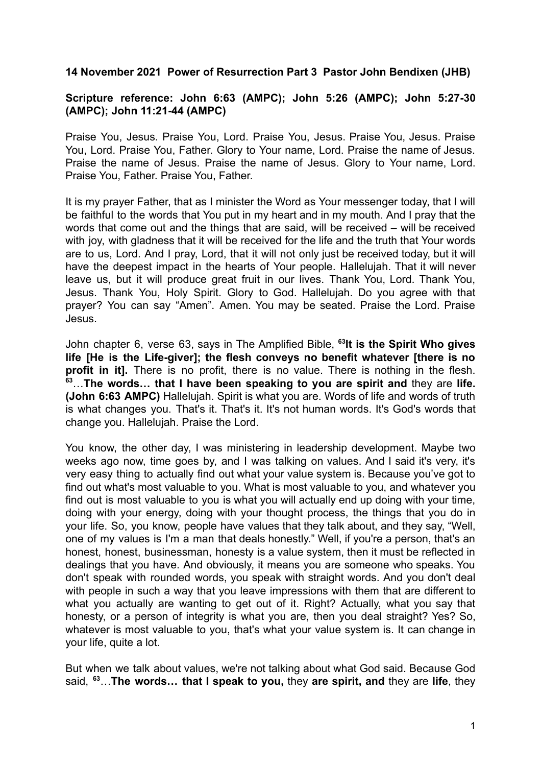**14 November 2021 Power of Resurrection Part 3 Pastor John Bendixen (JHB)**

**Scripture reference: John 6:63 (AMPC); John 5:26 (AMPC); John 5:27-30 (AMPC); John 11:21-44 (AMPC)**

Praise You, Jesus. Praise You, Lord. Praise You, Jesus. Praise You, Jesus. Praise You, Lord. Praise You, Father. Glory to Your name, Lord. Praise the name of Jesus. Praise the name of Jesus. Praise the name of Jesus. Glory to Your name, Lord. Praise You, Father. Praise You, Father.

It is my prayer Father, that as I minister the Word as Your messenger today, that I will be faithful to the words that You put in my heart and in my mouth. And I pray that the words that come out and the things that are said, will be received – will be received with joy, with gladness that it will be received for the life and the truth that Your words are to us, Lord. And I pray, Lord, that it will not only just be received today, but it will have the deepest impact in the hearts of Your people. Hallelujah. That it will never leave us, but it will produce great fruit in our lives. Thank You, Lord. Thank You, Jesus. Thank You, Holy Spirit. Glory to God. Hallelujah. Do you agree with that prayer? You can say "Amen". Amen. You may be seated. Praise the Lord. Praise Jesus.

John chapter 6, verse 63, says in The Amplified Bible, [63]**It is the Spirit Who gives life [He is the Life-giver]; the flesh conveys no benefit whatever [there is no profit in it].** There is no profit, there is no value. There is nothing in the flesh. [63]…**The words… that I have been speaking to you are spirit and** they are **life. (John 6:63 AMPC)** Hallelujah. Spirit is what you are. Words of life and words of truth is what changes you. That's it. That's it. It's not human words. It's God's words that change you. Hallelujah. Praise the Lord.

You know, the other day, I was ministering in leadership development. Maybe two weeks ago now, time goes by, and I was talking on values. And I said it's very, it's very easy thing to actually find out what your value system is. Because you've got to find out what's most valuable to you. What is most valuable to you, and whatever you find out is most valuable to you is what you will actually end up doing with your time, doing with your energy, doing with your thought process, the things that you do in your life. So, you know, people have values that they talk about, and they say, "Well, one of my values is I'm a man that deals honestly." Well, if you're a person, that's an honest, honest, businessman, honesty is a value system, then it must be reflected in dealings that you have. And obviously, it means you are someone who speaks. You don't speak with rounded words, you speak with straight words. And you don't deal with people in such a way that you leave impressions with them that are different to what you actually are wanting to get out of it. Right? Actually, what you say that honesty, or a person of integrity is what you are, then you deal straight? Yes? So, whatever is most valuable to you, that's what your value system is. It can change in your life, quite a lot.

But when we talk about values, we're not talking about what God said. Because God said, [63]…**The words… that I speak to you,** they **are spirit, and** they are **life**, they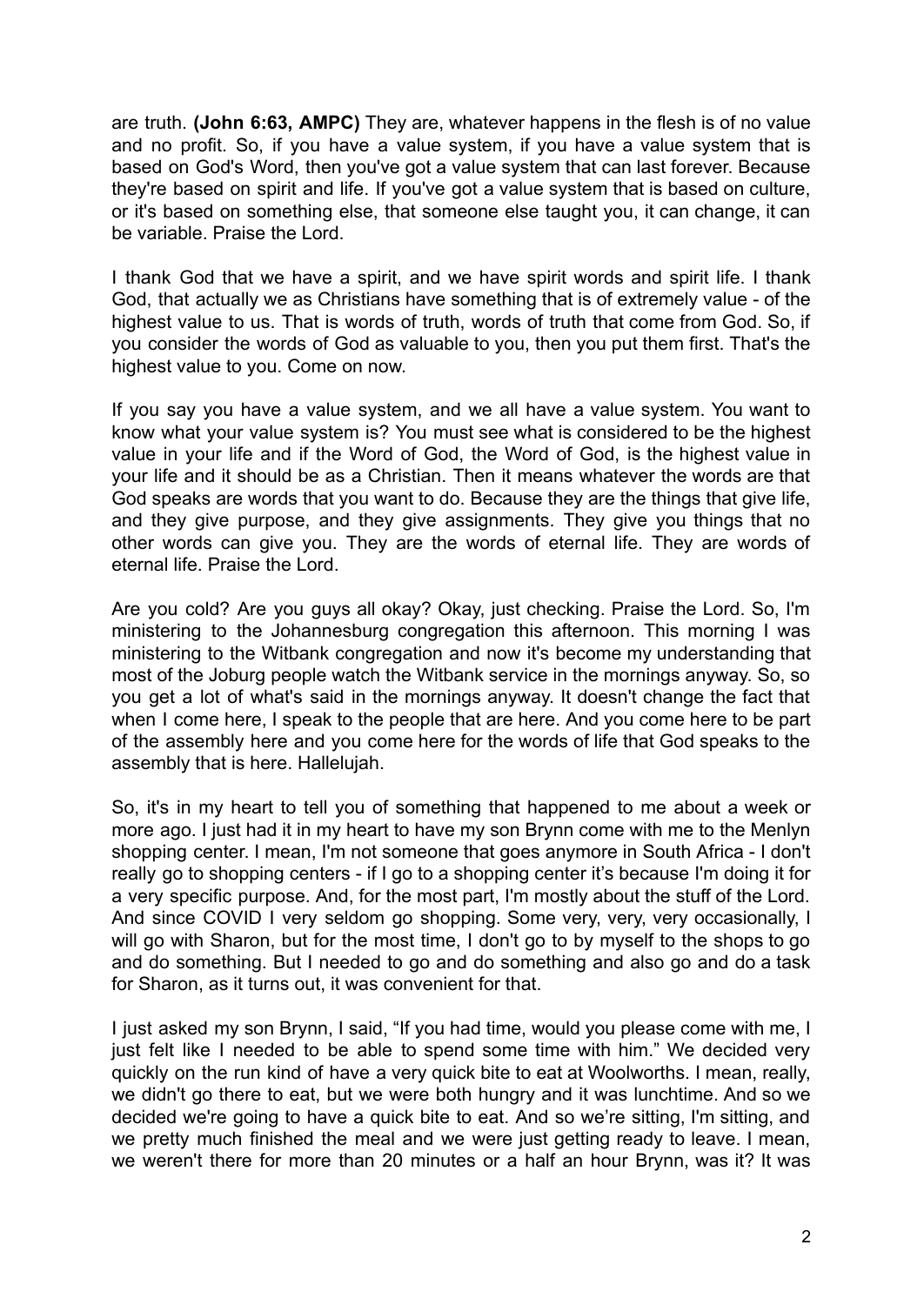are truth. **(John 6:63, AMPC)** They are, whatever happens in the flesh is of no value and no profit. So, if you have a value system, if you have a value system that is based on God's Word, then you've got a value system that can last forever. Because they're based on spirit and life. If you've got a value system that is based on culture, or it's based on something else, that someone else taught you, it can change, it can be variable. Praise the Lord.

I thank God that we have a spirit, and we have spirit words and spirit life. I thank God, that actually we as Christians have something that is of extremely value - of the highest value to us. That is words of truth, words of truth that come from God. So, if you consider the words of God as valuable to you, then you put them first. That's the highest value to you. Come on now.

If you say you have a value system, and we all have a value system. You want to know what your value system is? You must see what is considered to be the highest value in your life and if the Word of God, the Word of God, is the highest value in your life and it should be as a Christian. Then it means whatever the words are that God speaks are words that you want to do. Because they are the things that give life, and they give purpose, and they give assignments. They give you things that no other words can give you. They are the words of eternal life. They are words of eternal life. Praise the Lord.

Are you cold? Are you guys all okay? Okay, just checking. Praise the Lord. So, I'm ministering to the Johannesburg congregation this afternoon. This morning I was ministering to the Witbank congregation and now it's become my understanding that most of the Joburg people watch the Witbank service in the mornings anyway. So, so you get a lot of what's said in the mornings anyway. It doesn't change the fact that when I come here, I speak to the people that are here. And you come here to be part of the assembly here and you come here for the words of life that God speaks to the assembly that is here. Hallelujah.

So, it's in my heart to tell you of something that happened to me about a week or more ago. I just had it in my heart to have my son Brynn come with me to the Menlyn shopping center. I mean, I'm not someone that goes anymore in South Africa - I don't really go to shopping centers - if I go to a shopping center it's because I'm doing it for a very specific purpose. And, for the most part, I'm mostly about the stuff of the Lord. And since COVID I very seldom go shopping. Some very, very, very occasionally, I will go with Sharon, but for the most time, I don't go to by myself to the shops to go and do something. But I needed to go and do something and also go and do a task for Sharon, as it turns out, it was convenient for that.

I just asked my son Brynn, I said, "If you had time, would you please come with me, I just felt like I needed to be able to spend some time with him." We decided very quickly on the run kind of have a very quick bite to eat at Woolworths. I mean, really, we didn't go there to eat, but we were both hungry and it was lunchtime. And so we decided we're going to have a quick bite to eat. And so we're sitting, I'm sitting, and we pretty much finished the meal and we were just getting ready to leave. I mean, we weren't there for more than 20 minutes or a half an hour Brynn, was it? It was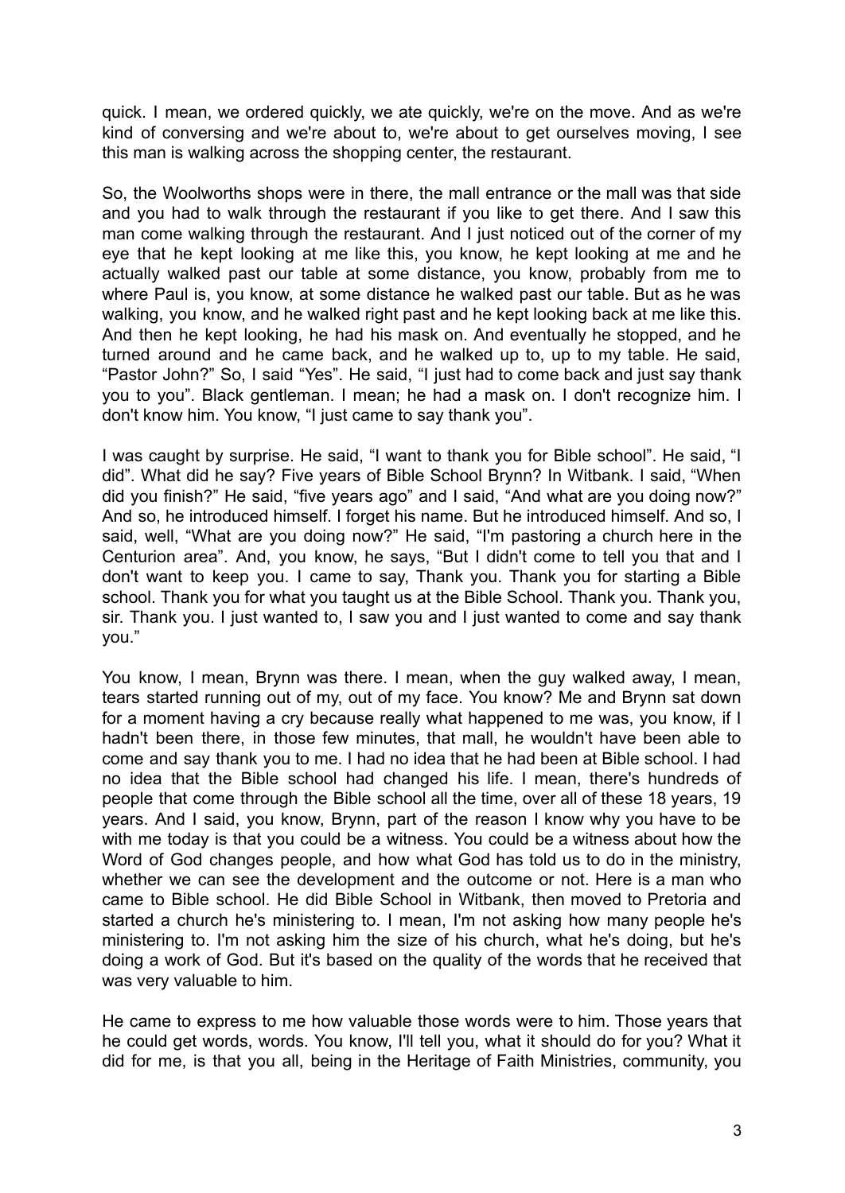quick. I mean, we ordered quickly, we ate quickly, we're on the move. And as we're kind of conversing and we're about to, we're about to get ourselves moving, I see this man is walking across the shopping center, the restaurant.

So, the Woolworths shops were in there, the mall entrance or the mall was that side and you had to walk through the restaurant if you like to get there. And I saw this man come walking through the restaurant. And I just noticed out of the corner of my eye that he kept looking at me like this, you know, he kept looking at me and he actually walked past our table at some distance, you know, probably from me to where Paul is, you know, at some distance he walked past our table. But as he was walking, you know, and he walked right past and he kept looking back at me like this. And then he kept looking, he had his mask on. And eventually he stopped, and he turned around and he came back, and he walked up to, up to my table. He said, "Pastor John?" So, I said "Yes". He said, "I just had to come back and just say thank you to you". Black gentleman. I mean; he had a mask on. I don't recognize him. I don't know him. You know, "I just came to say thank you".

I was caught by surprise. He said, "I want to thank you for Bible school". He said, "I did". What did he say? Five years of Bible School Brynn? In Witbank. I said, "When did you finish?" He said, "five years ago" and I said, "And what are you doing now?" And so, he introduced himself. I forget his name. But he introduced himself. And so, I said, well, "What are you doing now?" He said, "I'm pastoring a church here in the Centurion area". And, you know, he says, "But I didn't come to tell you that and I don't want to keep you. I came to say, Thank you. Thank you for starting a Bible school. Thank you for what you taught us at the Bible School. Thank you. Thank you, sir. Thank you. I just wanted to, I saw you and I just wanted to come and say thank you."

You know, I mean, Brynn was there. I mean, when the guy walked away, I mean, tears started running out of my, out of my face. You know? Me and Brynn sat down for a moment having a cry because really what happened to me was, you know, if I hadn't been there, in those few minutes, that mall, he wouldn't have been able to come and say thank you to me. I had no idea that he had been at Bible school. I had no idea that the Bible school had changed his life. I mean, there's hundreds of people that come through the Bible school all the time, over all of these 18 years, 19 years. And I said, you know, Brynn, part of the reason I know why you have to be with me today is that you could be a witness. You could be a witness about how the Word of God changes people, and how what God has told us to do in the ministry, whether we can see the development and the outcome or not. Here is a man who came to Bible school. He did Bible School in Witbank, then moved to Pretoria and started a church he's ministering to. I mean, I'm not asking how many people he's ministering to. I'm not asking him the size of his church, what he's doing, but he's doing a work of God. But it's based on the quality of the words that he received that was very valuable to him.

He came to express to me how valuable those words were to him. Those years that he could get words, words. You know, I'll tell you, what it should do for you? What it did for me, is that you all, being in the Heritage of Faith Ministries, community, you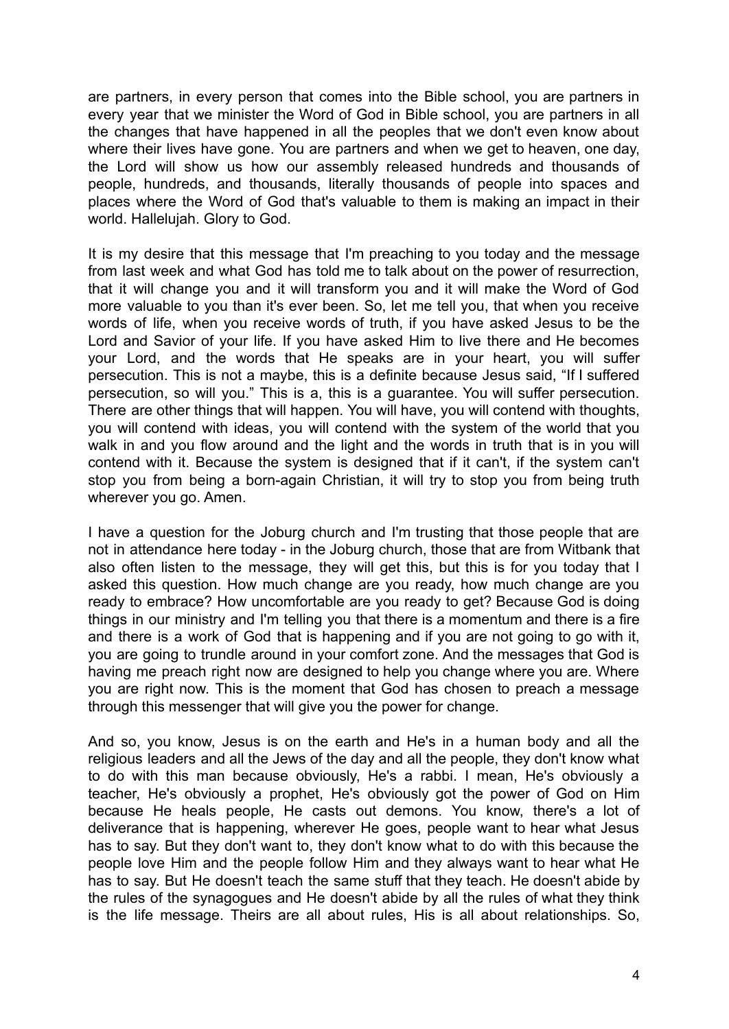are partners, in every person that comes into the Bible school, you are partners in every year that we minister the Word of God in Bible school, you are partners in all the changes that have happened in all the peoples that we don't even know about where their lives have gone. You are partners and when we get to heaven, one day, the Lord will show us how our assembly released hundreds and thousands of people, hundreds, and thousands, literally thousands of people into spaces and places where the Word of God that's valuable to them is making an impact in their world. Hallelujah. Glory to God.

It is my desire that this message that I'm preaching to you today and the message from last week and what God has told me to talk about on the power of resurrection, that it will change you and it will transform you and it will make the Word of God more valuable to you than it's ever been. So, let me tell you, that when you receive words of life, when you receive words of truth, if you have asked Jesus to be the Lord and Savior of your life. If you have asked Him to live there and He becomes your Lord, and the words that He speaks are in your heart, you will suffer persecution. This is not a maybe, this is a definite because Jesus said, "If I suffered persecution, so will you." This is a, this is a guarantee. You will suffer persecution. There are other things that will happen. You will have, you will contend with thoughts, you will contend with ideas, you will contend with the system of the world that you walk in and you flow around and the light and the words in truth that is in you will contend with it. Because the system is designed that if it can't, if the system can't stop you from being a born-again Christian, it will try to stop you from being truth wherever you go. Amen.

I have a question for the Joburg church and I'm trusting that those people that are not in attendance here today - in the Joburg church, those that are from Witbank that also often listen to the message, they will get this, but this is for you today that I asked this question. How much change are you ready, how much change are you ready to embrace? How uncomfortable are you ready to get? Because God is doing things in our ministry and I'm telling you that there is a momentum and there is a fire and there is a work of God that is happening and if you are not going to go with it, you are going to trundle around in your comfort zone. And the messages that God is having me preach right now are designed to help you change where you are. Where you are right now. This is the moment that God has chosen to preach a message through this messenger that will give you the power for change.

And so, you know, Jesus is on the earth and He's in a human body and all the religious leaders and all the Jews of the day and all the people, they don't know what to do with this man because obviously, He's a rabbi. I mean, He's obviously a teacher, He's obviously a prophet, He's obviously got the power of God on Him because He heals people, He casts out demons. You know, there's a lot of deliverance that is happening, wherever He goes, people want to hear what Jesus has to say. But they don't want to, they don't know what to do with this because the people love Him and the people follow Him and they always want to hear what He has to say. But He doesn't teach the same stuff that they teach. He doesn't abide by the rules of the synagogues and He doesn't abide by all the rules of what they think is the life message. Theirs are all about rules, His is all about relationships. So,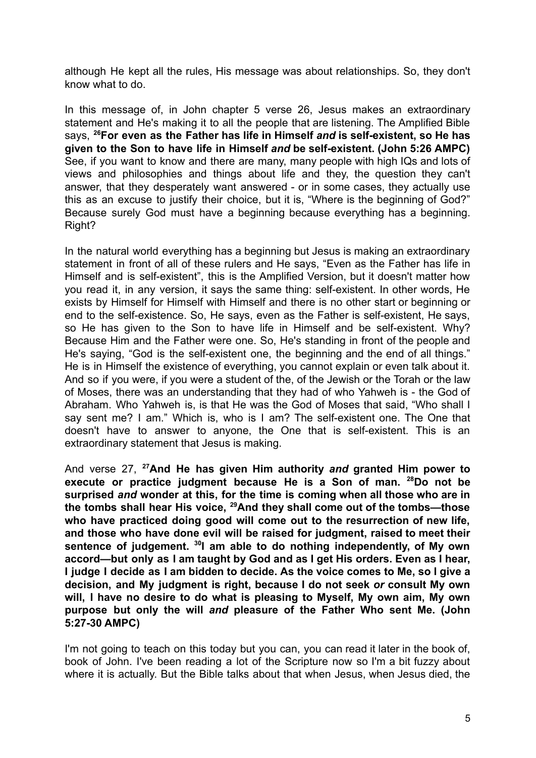although He kept all the rules, His message was about relationships. So, they don't know what to do.

In this message of, in John chapter 5 verse 26, Jesus makes an extraordinary statement and He's making it to all the people that are listening. The Amplified Bible says, **[26]For even as the Father has life in Himself *and* is self-existent, so He has given to the Son to have life in Himself *and* be self-existent. (John 5:26 AMPC)** See, if you want to know and there are many, many people with high IQs and lots of views and philosophies and things about life and they, the question they can't answer, that they desperately want answered - or in some cases, they actually use this as an excuse to justify their choice, but it is, "Where is the beginning of God?" Because surely God must have a beginning because everything has a beginning. Right?

In the natural world everything has a beginning but Jesus is making an extraordinary statement in front of all of these rulers and He says, "Even as the Father has life in Himself and is self-existent", this is the Amplified Version, but it doesn't matter how you read it, in any version, it says the same thing: self-existent. In other words, He exists by Himself for Himself with Himself and there is no other start or beginning or end to the self-existence. So, He says, even as the Father is self-existent, He says, so He has given to the Son to have life in Himself and be self-existent. Why? Because Him and the Father were one. So, He's standing in front of the people and He's saying, "God is the self-existent one, the beginning and the end of all things." He is in Himself the existence of everything, you cannot explain or even talk about it. And so if you were, if you were a student of the, of the Jewish or the Torah or the law of Moses, there was an understanding that they had of who Yahweh is - the God of Abraham. Who Yahweh is, is that He was the God of Moses that said, "Who shall I say sent me? I am." Which is, who is I am? The self-existent one. The One that doesn't have to answer to anyone, the One that is self-existent. This is an extraordinary statement that Jesus is making.

And verse 27, **[27]And He has given Him authority *and* granted Him power to execute or practice judgment because He is a Son of man. [28]Do not be surprised *and* wonder at this, for the time is coming when all those who are in the tombs shall hear His voice, [29]And they shall come out of the tombs—those who have practiced doing good will come out to the resurrection of new life, and those who have done evil will be raised for judgment, raised to meet their sentence of judgement. [30]I am able to do nothing independently, of My own accord—but only as I am taught by God and as I get His orders. Even as I hear, I judge I decide as I am bidden to decide. As the voice comes to Me, so I give a decision, and My judgment is right, because I do not seek *or* consult My own will, I have no desire to do what is pleasing to Myself, My own aim, My own purpose but only the will *and* pleasure of the Father Who sent Me. (John 5:27-30 AMPC)**

I'm not going to teach on this today but you can, you can read it later in the book of, book of John. I've been reading a lot of the Scripture now so I'm a bit fuzzy about where it is actually. But the Bible talks about that when Jesus, when Jesus died, the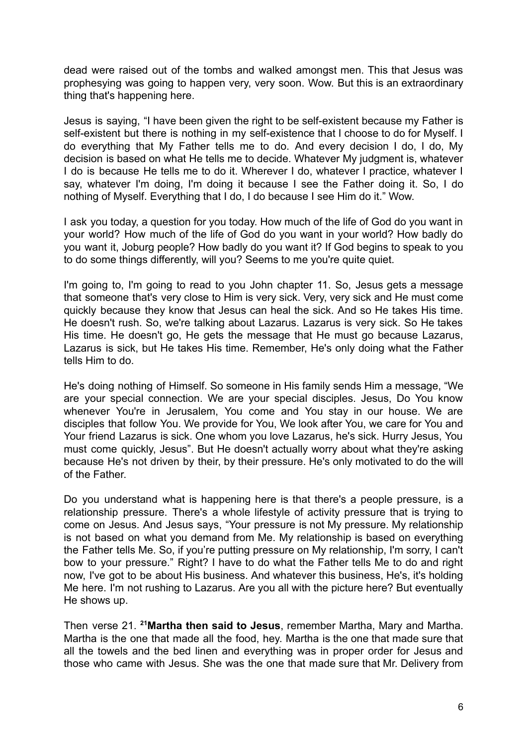dead were raised out of the tombs and walked amongst men. This that Jesus was prophesying was going to happen very, very soon. Wow. But this is an extraordinary thing that's happening here.

Jesus is saying, "I have been given the right to be self-existent because my Father is self-existent but there is nothing in my self-existence that I choose to do for Myself. I do everything that My Father tells me to do. And every decision I do, I do, My decision is based on what He tells me to decide. Whatever My judgment is, whatever I do is because He tells me to do it. Wherever I do, whatever I practice, whatever I say, whatever I'm doing, I'm doing it because I see the Father doing it. So, I do nothing of Myself. Everything that I do, I do because I see Him do it." Wow.

I ask you today, a question for you today. How much of the life of God do you want in your world? How much of the life of God do you want in your world? How badly do you want it, Joburg people? How badly do you want it? If God begins to speak to you to do some things differently, will you? Seems to me you're quite quiet.

I'm going to, I'm going to read to you John chapter 11. So, Jesus gets a message that someone that's very close to Him is very sick. Very, very sick and He must come quickly because they know that Jesus can heal the sick. And so He takes His time. He doesn't rush. So, we're talking about Lazarus. Lazarus is very sick. So He takes His time. He doesn't go, He gets the message that He must go because Lazarus, Lazarus is sick, but He takes His time. Remember, He's only doing what the Father tells Him to do.

He's doing nothing of Himself. So someone in His family sends Him a message, "We are your special connection. We are your special disciples. Jesus, Do You know whenever You're in Jerusalem, You come and You stay in our house. We are disciples that follow You. We provide for You, We look after You, we care for You and Your friend Lazarus is sick. One whom you love Lazarus, he's sick. Hurry Jesus, You must come quickly, Jesus". But He doesn't actually worry about what they're asking because He's not driven by their, by their pressure. He's only motivated to do the will of the Father.

Do you understand what is happening here is that there's a people pressure, is a relationship pressure. There's a whole lifestyle of activity pressure that is trying to come on Jesus. And Jesus says, "Your pressure is not My pressure. My relationship is not based on what you demand from Me. My relationship is based on everything the Father tells Me. So, if you're putting pressure on My relationship, I'm sorry, I can't bow to your pressure." Right? I have to do what the Father tells Me to do and right now, I've got to be about His business. And whatever this business, He's, it's holding Me here. I'm not rushing to Lazarus. Are you all with the picture here? But eventually He shows up.

Then verse 21. **[21]Martha then said to Jesus**, remember Martha, Mary and Martha. Martha is the one that made all the food, hey. Martha is the one that made sure that all the towels and the bed linen and everything was in proper order for Jesus and those who came with Jesus. She was the one that made sure that Mr. Delivery from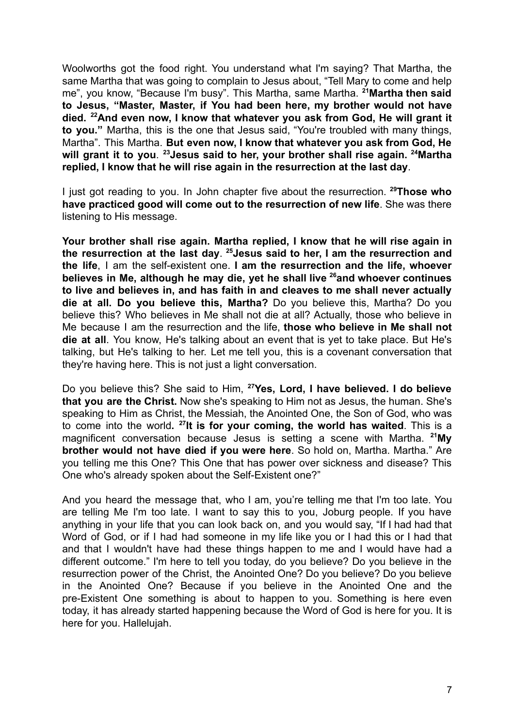Woolworths got the food right. You understand what I'm saying? That Martha, the same Martha that was going to complain to Jesus about, "Tell Mary to come and help me", you know, "Because I'm busy". This Martha, same Martha. **[21]Martha then said to Jesus, "Master, Master, if You had been here, my brother would not have died. [22]And even now, I know that whatever you ask from God, He will grant it to you."** Martha, this is the one that Jesus said, "You're troubled with many things, Martha". This Martha. **But even now, I know that whatever you ask from God, He will grant it to you**. **[23]Jesus said to her, your brother shall rise again. [24]Martha replied, I know that he will rise again in the resurrection at the last day**.

I just got reading to you. In John chapter five about the resurrection. **[29]Those who have practiced good will come out to the resurrection of new life**. She was there listening to His message.

**Your brother shall rise again. Martha replied, I know that he will rise again in the resurrection at the last day**. **[25]Jesus said to her, I am the resurrection and the life**, I am the self-existent one. **I am the resurrection and the life, whoever believes in Me, although he may die, yet he shall live [26]and whoever continues to live and believes in, and has faith in and cleaves to me shall never actually die at all. Do you believe this, Martha?** Do you believe this, Martha? Do you believe this? Who believes in Me shall not die at all? Actually, those who believe in Me because I am the resurrection and the life, **those who believe in Me shall not die at all**. You know, He's talking about an event that is yet to take place. But He's talking, but He's talking to her. Let me tell you, this is a covenant conversation that they're having here. This is not just a light conversation.

Do you believe this? She said to Him, **[27]Yes, Lord, I have believed. I do believe that you are the Christ.** Now she's speaking to Him not as Jesus, the human. She's speaking to Him as Christ, the Messiah, the Anointed One, the Son of God, who was to come into the world**. [27]It is for your coming, the world has waited**. This is a magnificent conversation because Jesus is setting a scene with Martha. **[21]My brother would not have died if you were here**. So hold on, Martha. Martha." Are you telling me this One? This One that has power over sickness and disease? This One who's already spoken about the Self-Existent one?"

And you heard the message that, who I am, you're telling me that I'm too late. You are telling Me I'm too late. I want to say this to you, Joburg people. If you have anything in your life that you can look back on, and you would say, "If I had had that Word of God, or if I had had someone in my life like you or I had this or I had that and that I wouldn't have had these things happen to me and I would have had a different outcome." I'm here to tell you today, do you believe? Do you believe in the resurrection power of the Christ, the Anointed One? Do you believe? Do you believe in the Anointed One? Because if you believe in the Anointed One and the pre-Existent One something is about to happen to you. Something is here even today, it has already started happening because the Word of God is here for you. It is here for you. Hallelujah.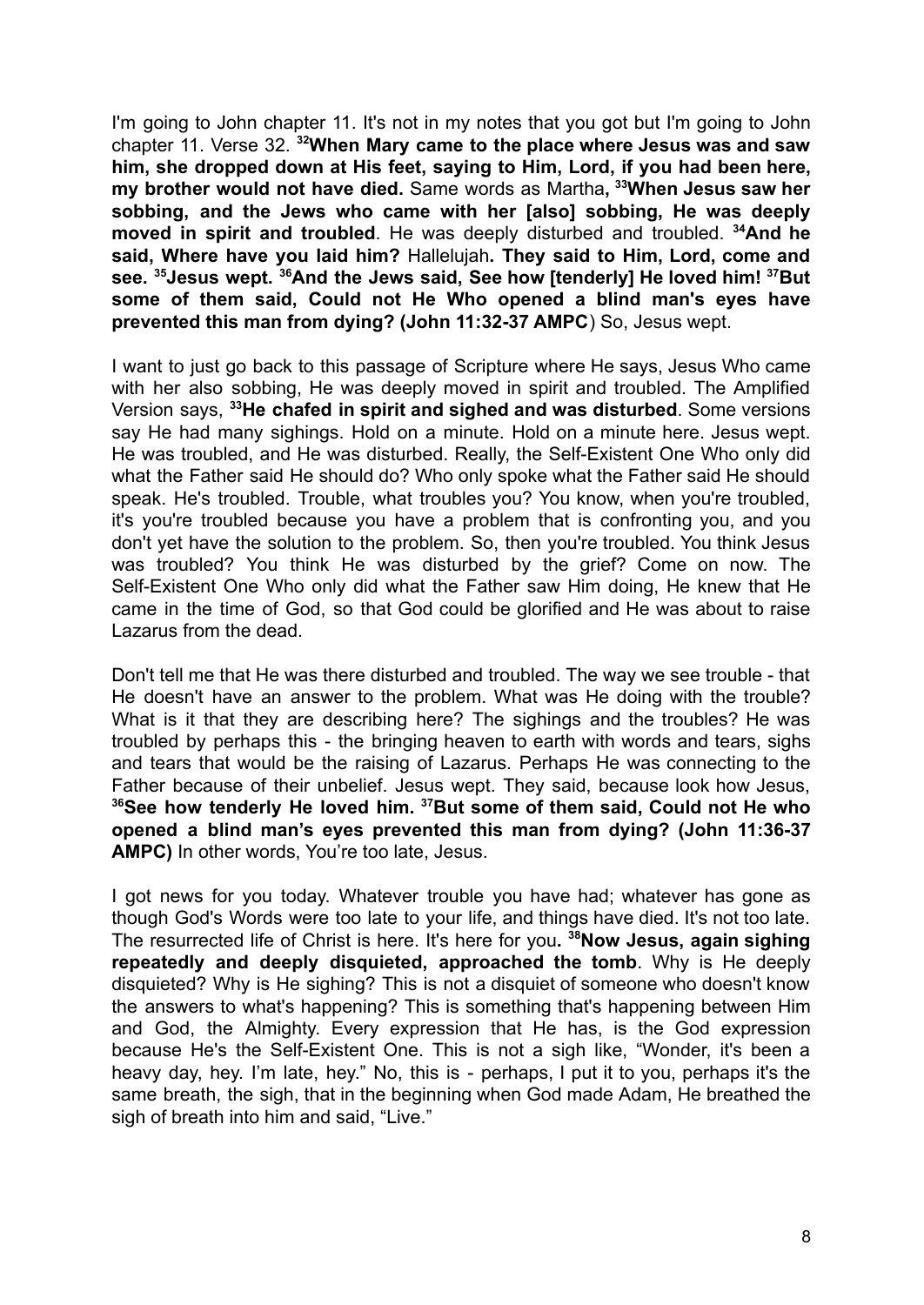I'm going to John chapter 11. It's not in my notes that you got but I'm going to John chapter 11. Verse 32. **[32]When Mary came to the place where Jesus was and saw him, she dropped down at His feet, saying to Him, Lord, if you had been here, my brother would not have died.** Same words as Martha**, [33]When Jesus saw her sobbing, and the Jews who came with her [also] sobbing, He was deeply moved in spirit and troubled**. He was deeply disturbed and troubled. **[34]And he said, Where have you laid him?** Hallelujah**. They said to Him, Lord, come and see. [35]Jesus wept. [36]And the Jews said, See how [tenderly] He loved him! [37]But some of them said, Could not He Who opened a blind man's eyes have prevented this man from dying? (John 11:32-37 AMPC**) So, Jesus wept.

I want to just go back to this passage of Scripture where He says, Jesus Who came with her also sobbing, He was deeply moved in spirit and troubled. The Amplified Version says, **[33]He chafed in spirit and sighed and was disturbed**. Some versions say He had many sighings. Hold on a minute. Hold on a minute here. Jesus wept. He was troubled, and He was disturbed. Really, the Self-Existent One Who only did what the Father said He should do? Who only spoke what the Father said He should speak. He's troubled. Trouble, what troubles you? You know, when you're troubled, it's you're troubled because you have a problem that is confronting you, and you don't yet have the solution to the problem. So, then you're troubled. You think Jesus was troubled? You think He was disturbed by the grief? Come on now. The Self-Existent One Who only did what the Father saw Him doing, He knew that He came in the time of God, so that God could be glorified and He was about to raise Lazarus from the dead.

Don't tell me that He was there disturbed and troubled. The way we see trouble - that He doesn't have an answer to the problem. What was He doing with the trouble? What is it that they are describing here? The sighings and the troubles? He was troubled by perhaps this - the bringing heaven to earth with words and tears, sighs and tears that would be the raising of Lazarus. Perhaps He was connecting to the Father because of their unbelief. Jesus wept. They said, because look how Jesus, **[36]See how tenderly He loved him. [37]But some of them said, Could not He who opened a blind man's eyes prevented this man from dying? (John 11:36-37 AMPC)** In other words, You're too late, Jesus.

I got news for you today. Whatever trouble you have had; whatever has gone as though God's Words were too late to your life, and things have died. It's not too late. The resurrected life of Christ is here. It's here for you**. [38]Now Jesus, again sighing repeatedly and deeply disquieted, approached the tomb**. Why is He deeply disquieted? Why is He sighing? This is not a disquiet of someone who doesn't know the answers to what's happening? This is something that's happening between Him and God, the Almighty. Every expression that He has, is the God expression because He's the Self-Existent One. This is not a sigh like, "Wonder, it's been a heavy day, hey. I'm late, hey." No, this is - perhaps, I put it to you, perhaps it's the same breath, the sigh, that in the beginning when God made Adam, He breathed the sigh of breath into him and said, "Live."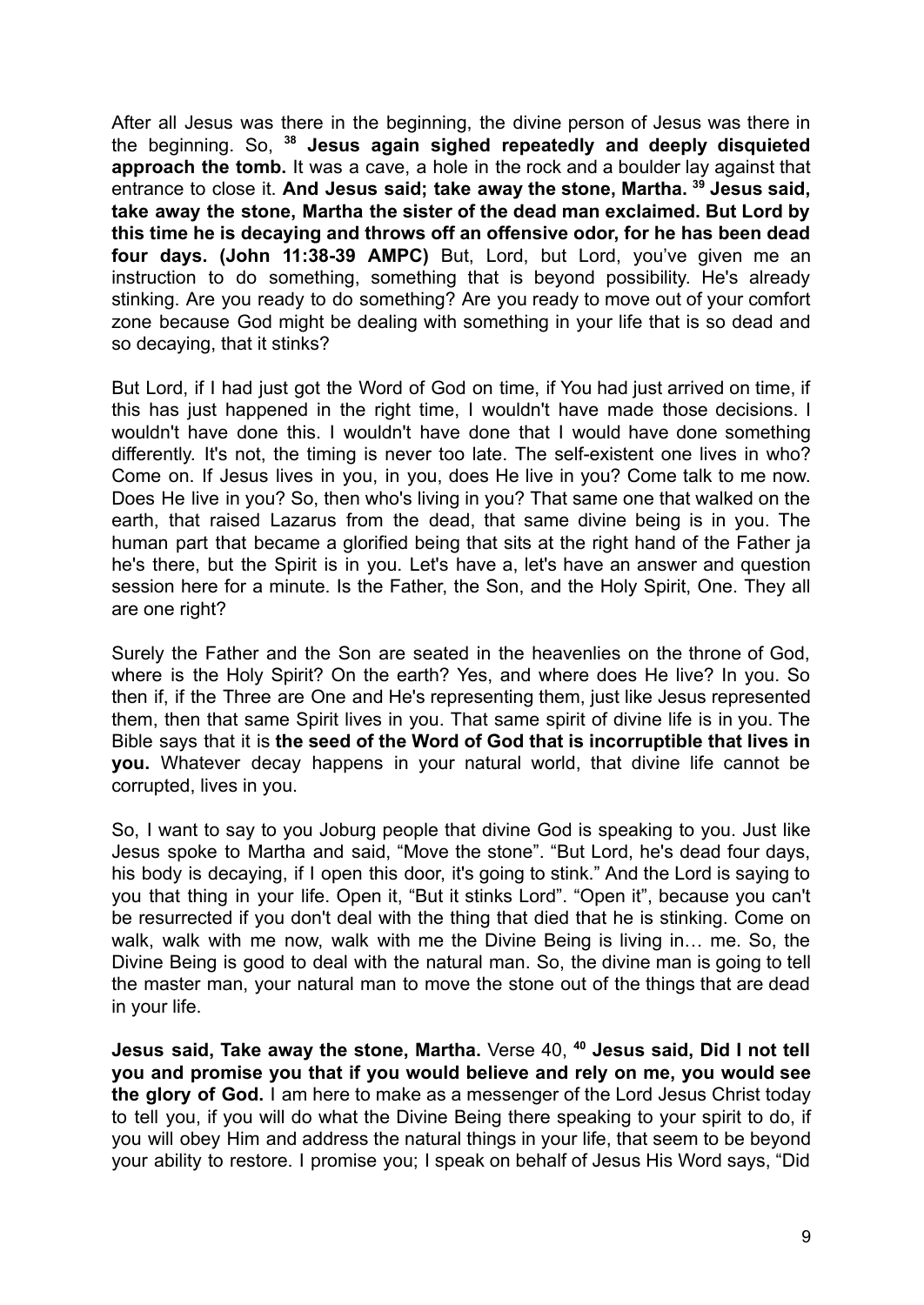After all Jesus was there in the beginning, the divine person of Jesus was there in the beginning. So, [38] **Jesus again sighed repeatedly and deeply disquieted approach the tomb.** It was a cave, a hole in the rock and a boulder lay against that entrance to close it. **And Jesus said; take away the stone, Martha.** [39] **Jesus said, take away the stone, Martha the sister of the dead man exclaimed. But Lord by this time he is decaying and throws off an offensive odor, for he has been dead four days. (John 11:38-39 AMPC)** But, Lord, but Lord, you've given me an instruction to do something, something that is beyond possibility. He's already stinking. Are you ready to do something? Are you ready to move out of your comfort zone because God might be dealing with something in your life that is so dead and so decaying, that it stinks?

But Lord, if I had just got the Word of God on time, if You had just arrived on time, if this has just happened in the right time, I wouldn't have made those decisions. I wouldn't have done this. I wouldn't have done that I would have done something differently. It's not, the timing is never too late. The self-existent one lives in who? Come on. If Jesus lives in you, in you, does He live in you? Come talk to me now. Does He live in you? So, then who's living in you? That same one that walked on the earth, that raised Lazarus from the dead, that same divine being is in you. The human part that became a glorified being that sits at the right hand of the Father ja he's there, but the Spirit is in you. Let's have a, let's have an answer and question session here for a minute. Is the Father, the Son, and the Holy Spirit, One. They all are one right?

Surely the Father and the Son are seated in the heavenlies on the throne of God, where is the Holy Spirit? On the earth? Yes, and where does He live? In you. So then if, if the Three are One and He's representing them, just like Jesus represented them, then that same Spirit lives in you. That same spirit of divine life is in you. The Bible says that it is **the seed of the Word of God that is incorruptible that lives in you.** Whatever decay happens in your natural world, that divine life cannot be corrupted, lives in you.

So, I want to say to you Joburg people that divine God is speaking to you. Just like Jesus spoke to Martha and said, "Move the stone". "But Lord, he's dead four days, his body is decaying, if I open this door, it's going to stink." And the Lord is saying to you that thing in your life. Open it, "But it stinks Lord". "Open it", because you can't be resurrected if you don't deal with the thing that died that he is stinking. Come on walk, walk with me now, walk with me the Divine Being is living in… me. So, the Divine Being is good to deal with the natural man. So, the divine man is going to tell the master man, your natural man to move the stone out of the things that are dead in your life.

**Jesus said, Take away the stone, Martha.** Verse 40, [40] **Jesus said, Did I not tell you and promise you that if you would believe and rely on me, you would see the glory of God.** I am here to make as a messenger of the Lord Jesus Christ today to tell you, if you will do what the Divine Being there speaking to your spirit to do, if you will obey Him and address the natural things in your life, that seem to be beyond your ability to restore. I promise you; I speak on behalf of Jesus His Word says, "Did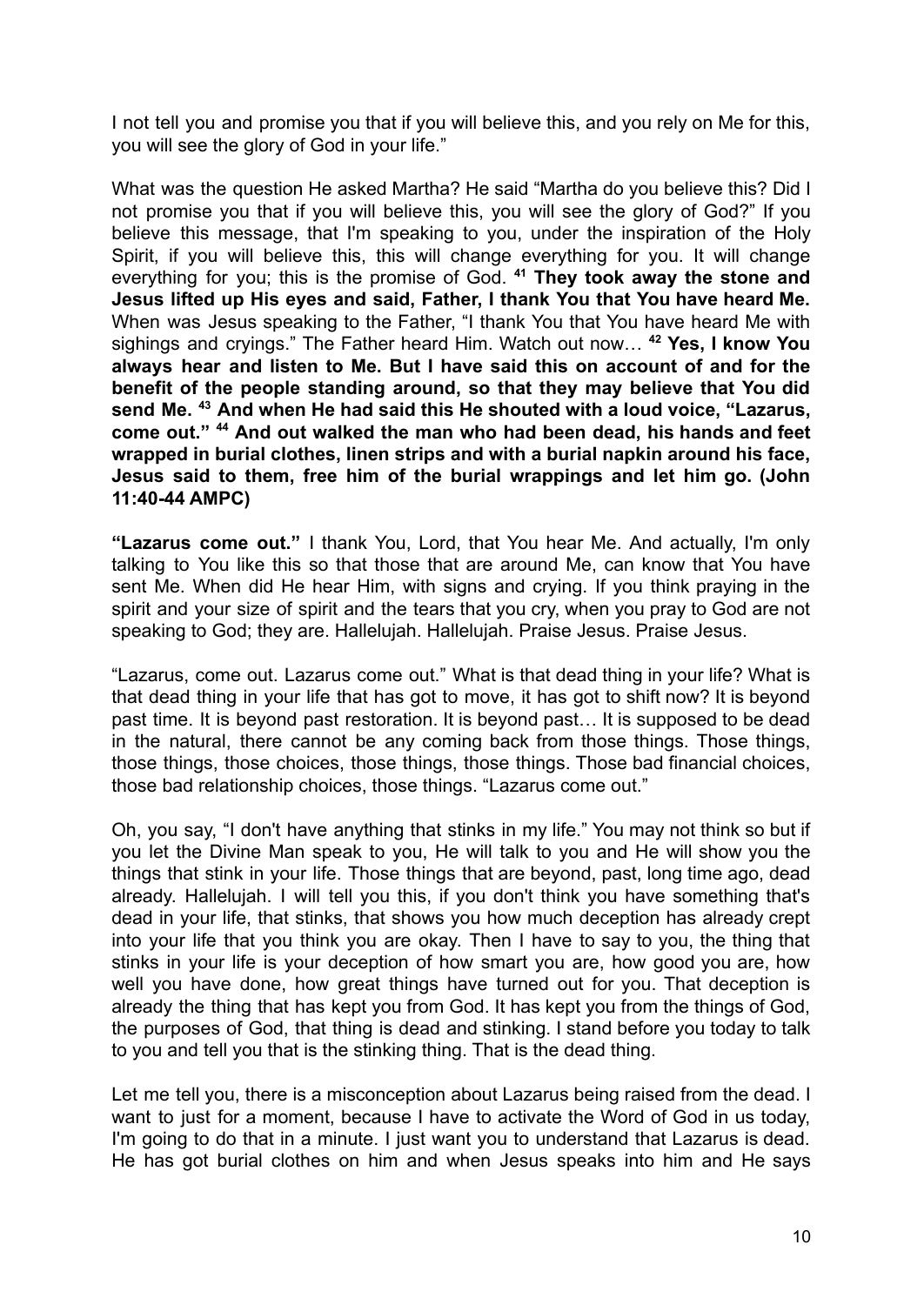I not tell you and promise you that if you will believe this, and you rely on Me for this, you will see the glory of God in your life."

What was the question He asked Martha? He said "Martha do you believe this? Did I not promise you that if you will believe this, you will see the glory of God?" If you believe this message, that I'm speaking to you, under the inspiration of the Holy Spirit, if you will believe this, this will change everything for you. It will change everything for you; this is the promise of God. [41] **They took away the stone and Jesus lifted up His eyes and said, Father, I thank You that You have heard Me.** When was Jesus speaking to the Father, "I thank You that You have heard Me with sighings and cryings." The Father heard Him. Watch out now… [42] **Yes, I know You always hear and listen to Me. But I have said this on account of and for the benefit of the people standing around, so that they may believe that You did send Me.** [43] **And when He had said this He shouted with a loud voice, "Lazarus, come out."** [44] **And out walked the man who had been dead, his hands and feet wrapped in burial clothes, linen strips and with a burial napkin around his face, Jesus said to them, free him of the burial wrappings and let him go. (John 11:40-44 AMPC)**

**"Lazarus come out."** I thank You, Lord, that You hear Me. And actually, I'm only talking to You like this so that those that are around Me, can know that You have sent Me. When did He hear Him, with signs and crying. If you think praying in the spirit and your size of spirit and the tears that you cry, when you pray to God are not speaking to God; they are. Hallelujah. Hallelujah. Praise Jesus. Praise Jesus.

"Lazarus, come out. Lazarus come out." What is that dead thing in your life? What is that dead thing in your life that has got to move, it has got to shift now? It is beyond past time. It is beyond past restoration. It is beyond past… It is supposed to be dead in the natural, there cannot be any coming back from those things. Those things, those things, those choices, those things, those things. Those bad financial choices, those bad relationship choices, those things. "Lazarus come out."

Oh, you say, "I don't have anything that stinks in my life." You may not think so but if you let the Divine Man speak to you, He will talk to you and He will show you the things that stink in your life. Those things that are beyond, past, long time ago, dead already. Hallelujah. I will tell you this, if you don't think you have something that's dead in your life, that stinks, that shows you how much deception has already crept into your life that you think you are okay. Then I have to say to you, the thing that stinks in your life is your deception of how smart you are, how good you are, how well you have done, how great things have turned out for you. That deception is already the thing that has kept you from God. It has kept you from the things of God, the purposes of God, that thing is dead and stinking. I stand before you today to talk to you and tell you that is the stinking thing. That is the dead thing.

Let me tell you, there is a misconception about Lazarus being raised from the dead. I want to just for a moment, because I have to activate the Word of God in us today, I'm going to do that in a minute. I just want you to understand that Lazarus is dead. He has got burial clothes on him and when Jesus speaks into him and He says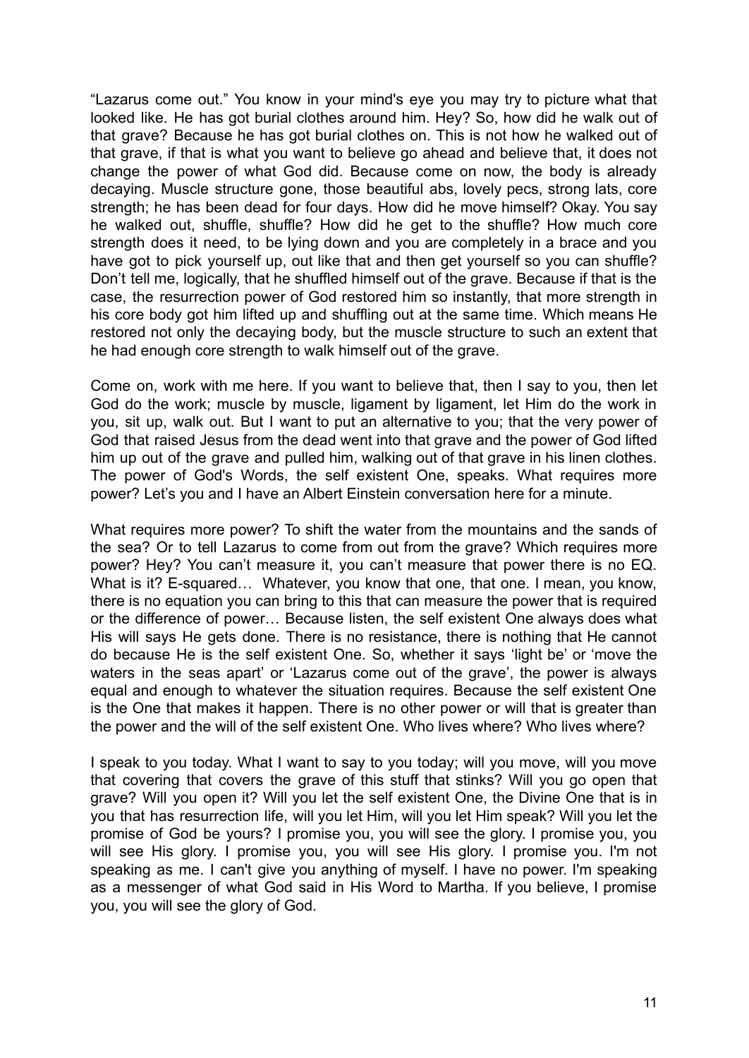“Lazarus come out.” You know in your mind's eye you may try to picture what that looked like. He has got burial clothes around him. Hey? So, how did he walk out of that grave? Because he has got burial clothes on. This is not how he walked out of that grave, if that is what you want to believe go ahead and believe that, it does not change the power of what God did. Because come on now, the body is already decaying. Muscle structure gone, those beautiful abs, lovely pecs, strong lats, core strength; he has been dead for four days. How did he move himself? Okay. You say he walked out, shuffle, shuffle? How did he get to the shuffle? How much core strength does it need, to be lying down and you are completely in a brace and you have got to pick yourself up, out like that and then get yourself so you can shuffle? Don’t tell me, logically, that he shuffled himself out of the grave. Because if that is the case, the resurrection power of God restored him so instantly, that more strength in his core body got him lifted up and shuffling out at the same time. Which means He restored not only the decaying body, but the muscle structure to such an extent that he had enough core strength to walk himself out of the grave.

Come on, work with me here. If you want to believe that, then I say to you, then let God do the work; muscle by muscle, ligament by ligament, let Him do the work in you, sit up, walk out. But I want to put an alternative to you; that the very power of God that raised Jesus from the dead went into that grave and the power of God lifted him up out of the grave and pulled him, walking out of that grave in his linen clothes. The power of God's Words, the self existent One, speaks. What requires more power? Let’s you and I have an Albert Einstein conversation here for a minute.

What requires more power? To shift the water from the mountains and the sands of the sea? Or to tell Lazarus to come from out from the grave? Which requires more power? Hey? You can’t measure it, you can’t measure that power there is no EQ. What is it? E-squared… Whatever, you know that one, that one. I mean, you know, there is no equation you can bring to this that can measure the power that is required or the difference of power… Because listen, the self existent One always does what His will says He gets done. There is no resistance, there is nothing that He cannot do because He is the self existent One. So, whether it says ‘light be’ or ‘move the waters in the seas apart’ or ‘Lazarus come out of the grave’, the power is always equal and enough to whatever the situation requires. Because the self existent One is the One that makes it happen. There is no other power or will that is greater than the power and the will of the self existent One. Who lives where? Who lives where?

I speak to you today. What I want to say to you today; will you move, will you move that covering that covers the grave of this stuff that stinks? Will you go open that grave? Will you open it? Will you let the self existent One, the Divine One that is in you that has resurrection life, will you let Him, will you let Him speak? Will you let the promise of God be yours? I promise you, you will see the glory. I promise you, you will see His glory. I promise you, you will see His glory. I promise you. I'm not speaking as me. I can't give you anything of myself. I have no power. I'm speaking as a messenger of what God said in His Word to Martha. If you believe, I promise you, you will see the glory of God.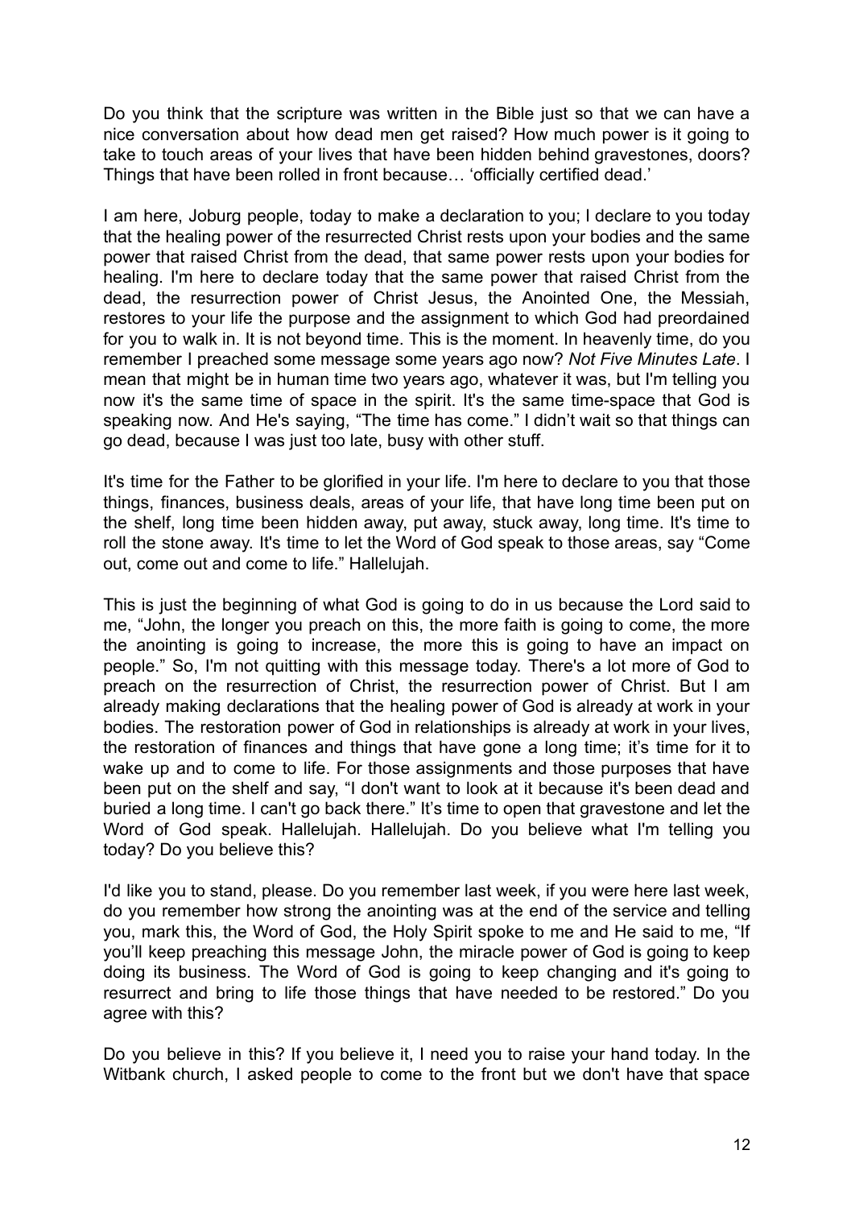Do you think that the scripture was written in the Bible just so that we can have a nice conversation about how dead men get raised? How much power is it going to take to touch areas of your lives that have been hidden behind gravestones, doors? Things that have been rolled in front because… 'officially certified dead.'

I am here, Joburg people, today to make a declaration to you; I declare to you today that the healing power of the resurrected Christ rests upon your bodies and the same power that raised Christ from the dead, that same power rests upon your bodies for healing. I'm here to declare today that the same power that raised Christ from the dead, the resurrection power of Christ Jesus, the Anointed One, the Messiah, restores to your life the purpose and the assignment to which God had preordained for you to walk in. It is not beyond time. This is the moment. In heavenly time, do you remember I preached some message some years ago now? *Not Five Minutes Late*. I mean that might be in human time two years ago, whatever it was, but I'm telling you now it's the same time of space in the spirit. It's the same time-space that God is speaking now. And He's saying, "The time has come." I didn't wait so that things can go dead, because I was just too late, busy with other stuff.

It's time for the Father to be glorified in your life. I'm here to declare to you that those things, finances, business deals, areas of your life, that have long time been put on the shelf, long time been hidden away, put away, stuck away, long time. It's time to roll the stone away. It's time to let the Word of God speak to those areas, say "Come out, come out and come to life." Hallelujah.

This is just the beginning of what God is going to do in us because the Lord said to me, "John, the longer you preach on this, the more faith is going to come, the more the anointing is going to increase, the more this is going to have an impact on people." So, I'm not quitting with this message today. There's a lot more of God to preach on the resurrection of Christ, the resurrection power of Christ. But I am already making declarations that the healing power of God is already at work in your bodies. The restoration power of God in relationships is already at work in your lives, the restoration of finances and things that have gone a long time; it's time for it to wake up and to come to life. For those assignments and those purposes that have been put on the shelf and say, "I don't want to look at it because it's been dead and buried a long time. I can't go back there." It's time to open that gravestone and let the Word of God speak. Hallelujah. Hallelujah. Do you believe what I'm telling you today? Do you believe this?

I'd like you to stand, please. Do you remember last week, if you were here last week, do you remember how strong the anointing was at the end of the service and telling you, mark this, the Word of God, the Holy Spirit spoke to me and He said to me, "If you'll keep preaching this message John, the miracle power of God is going to keep doing its business. The Word of God is going to keep changing and it's going to resurrect and bring to life those things that have needed to be restored." Do you agree with this?

Do you believe in this? If you believe it, I need you to raise your hand today. In the Witbank church, I asked people to come to the front but we don't have that space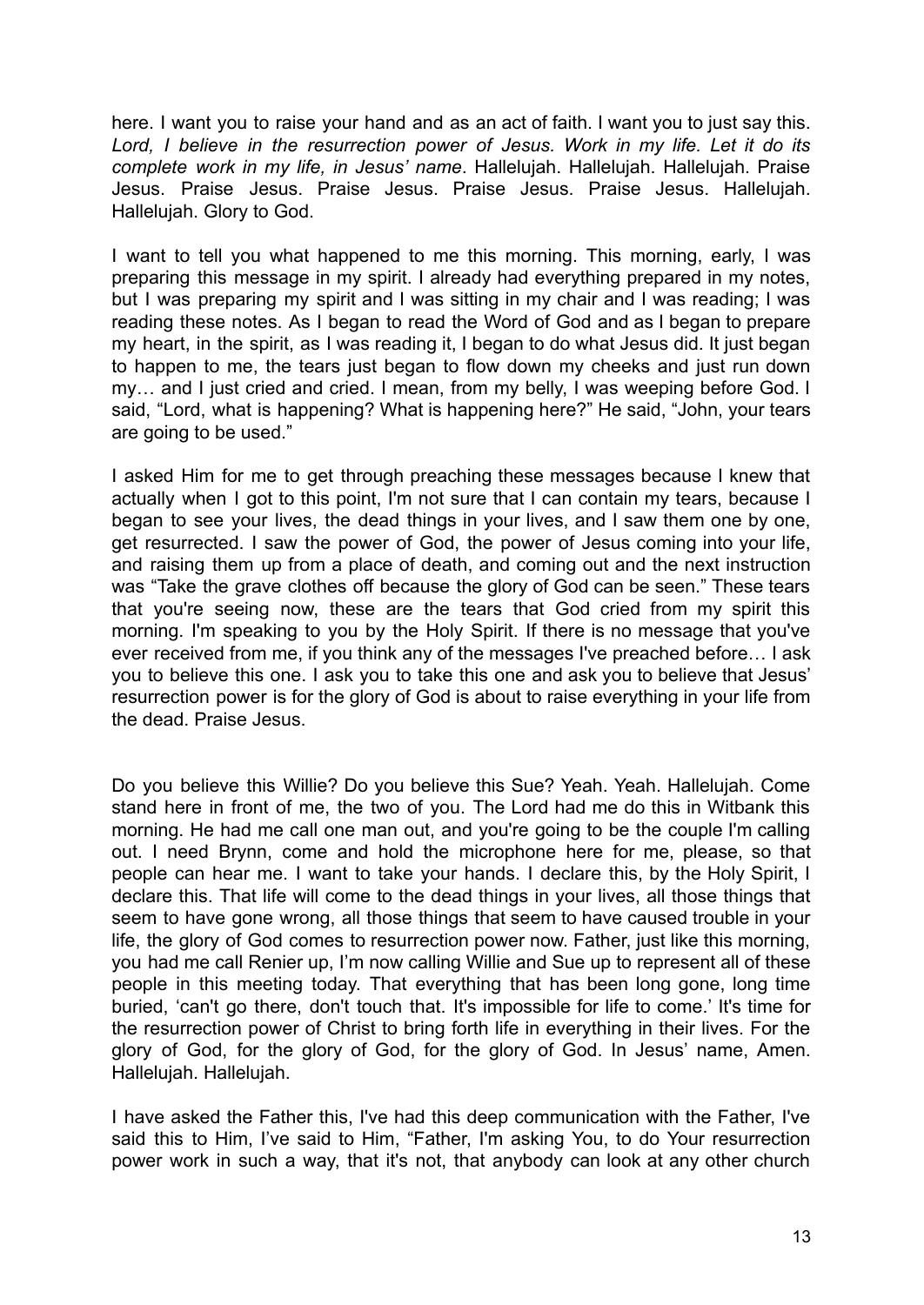here. I want you to raise your hand and as an act of faith. I want you to just say this. *Lord, I believe in the resurrection power of Jesus. Work in my life. Let it do its complete work in my life, in Jesus' name*. Hallelujah. Hallelujah. Hallelujah. Praise Jesus. Praise Jesus. Praise Jesus. Praise Jesus. Praise Jesus. Hallelujah. Hallelujah. Glory to God.

I want to tell you what happened to me this morning. This morning, early, I was preparing this message in my spirit. I already had everything prepared in my notes, but I was preparing my spirit and I was sitting in my chair and I was reading; I was reading these notes. As I began to read the Word of God and as I began to prepare my heart, in the spirit, as I was reading it, I began to do what Jesus did. It just began to happen to me, the tears just began to flow down my cheeks and just run down my… and I just cried and cried. I mean, from my belly, I was weeping before God. I said, "Lord, what is happening? What is happening here?" He said, "John, your tears are going to be used."

I asked Him for me to get through preaching these messages because I knew that actually when I got to this point, I'm not sure that I can contain my tears, because I began to see your lives, the dead things in your lives, and I saw them one by one, get resurrected. I saw the power of God, the power of Jesus coming into your life, and raising them up from a place of death, and coming out and the next instruction was "Take the grave clothes off because the glory of God can be seen." These tears that you're seeing now, these are the tears that God cried from my spirit this morning. I'm speaking to you by the Holy Spirit. If there is no message that you've ever received from me, if you think any of the messages I've preached before… I ask you to believe this one. I ask you to take this one and ask you to believe that Jesus' resurrection power is for the glory of God is about to raise everything in your life from the dead. Praise Jesus.

Do you believe this Willie? Do you believe this Sue? Yeah. Yeah. Hallelujah. Come stand here in front of me, the two of you. The Lord had me do this in Witbank this morning. He had me call one man out, and you're going to be the couple I'm calling out. I need Brynn, come and hold the microphone here for me, please, so that people can hear me. I want to take your hands. I declare this, by the Holy Spirit, I declare this. That life will come to the dead things in your lives, all those things that seem to have gone wrong, all those things that seem to have caused trouble in your life, the glory of God comes to resurrection power now. Father, just like this morning, you had me call Renier up, I'm now calling Willie and Sue up to represent all of these people in this meeting today. That everything that has been long gone, long time buried, 'can't go there, don't touch that. It's impossible for life to come.' It's time for the resurrection power of Christ to bring forth life in everything in their lives. For the glory of God, for the glory of God, for the glory of God. In Jesus' name, Amen. Hallelujah. Hallelujah.

I have asked the Father this, I've had this deep communication with the Father, I've said this to Him, I've said to Him, "Father, I'm asking You, to do Your resurrection power work in such a way, that it's not, that anybody can look at any other church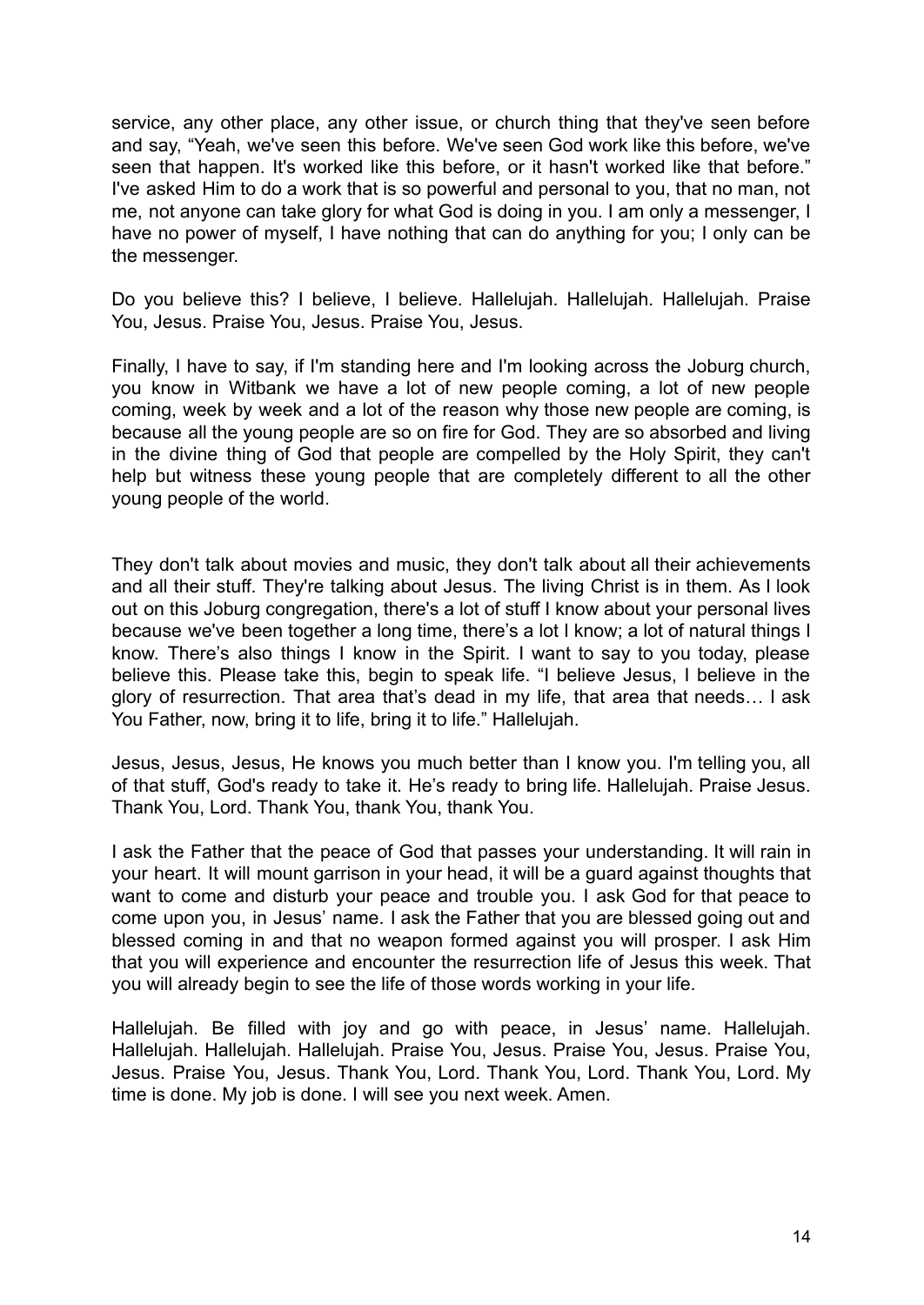service, any other place, any other issue, or church thing that they've seen before and say, "Yeah, we've seen this before. We've seen God work like this before, we've seen that happen. It's worked like this before, or it hasn't worked like that before." I've asked Him to do a work that is so powerful and personal to you, that no man, not me, not anyone can take glory for what God is doing in you. I am only a messenger, I have no power of myself, I have nothing that can do anything for you; I only can be the messenger.

Do you believe this? I believe, I believe. Hallelujah. Hallelujah. Hallelujah. Praise You, Jesus. Praise You, Jesus. Praise You, Jesus.

Finally, I have to say, if I'm standing here and I'm looking across the Joburg church, you know in Witbank we have a lot of new people coming, a lot of new people coming, week by week and a lot of the reason why those new people are coming, is because all the young people are so on fire for God. They are so absorbed and living in the divine thing of God that people are compelled by the Holy Spirit, they can't help but witness these young people that are completely different to all the other young people of the world.

They don't talk about movies and music, they don't talk about all their achievements and all their stuff. They're talking about Jesus. The living Christ is in them. As I look out on this Joburg congregation, there's a lot of stuff I know about your personal lives because we've been together a long time, there's a lot I know; a lot of natural things I know. There's also things I know in the Spirit. I want to say to you today, please believe this. Please take this, begin to speak life. "I believe Jesus, I believe in the glory of resurrection. That area that's dead in my life, that area that needs… I ask You Father, now, bring it to life, bring it to life." Hallelujah.

Jesus, Jesus, Jesus, He knows you much better than I know you. I'm telling you, all of that stuff, God's ready to take it. He's ready to bring life. Hallelujah. Praise Jesus. Thank You, Lord. Thank You, thank You, thank You.

I ask the Father that the peace of God that passes your understanding. It will rain in your heart. It will mount garrison in your head, it will be a guard against thoughts that want to come and disturb your peace and trouble you. I ask God for that peace to come upon you, in Jesus' name. I ask the Father that you are blessed going out and blessed coming in and that no weapon formed against you will prosper. I ask Him that you will experience and encounter the resurrection life of Jesus this week. That you will already begin to see the life of those words working in your life.

Hallelujah. Be filled with joy and go with peace, in Jesus' name. Hallelujah. Hallelujah. Hallelujah. Hallelujah. Praise You, Jesus. Praise You, Jesus. Praise You, Jesus. Praise You, Jesus. Thank You, Lord. Thank You, Lord. Thank You, Lord. My time is done. My job is done. I will see you next week. Amen.